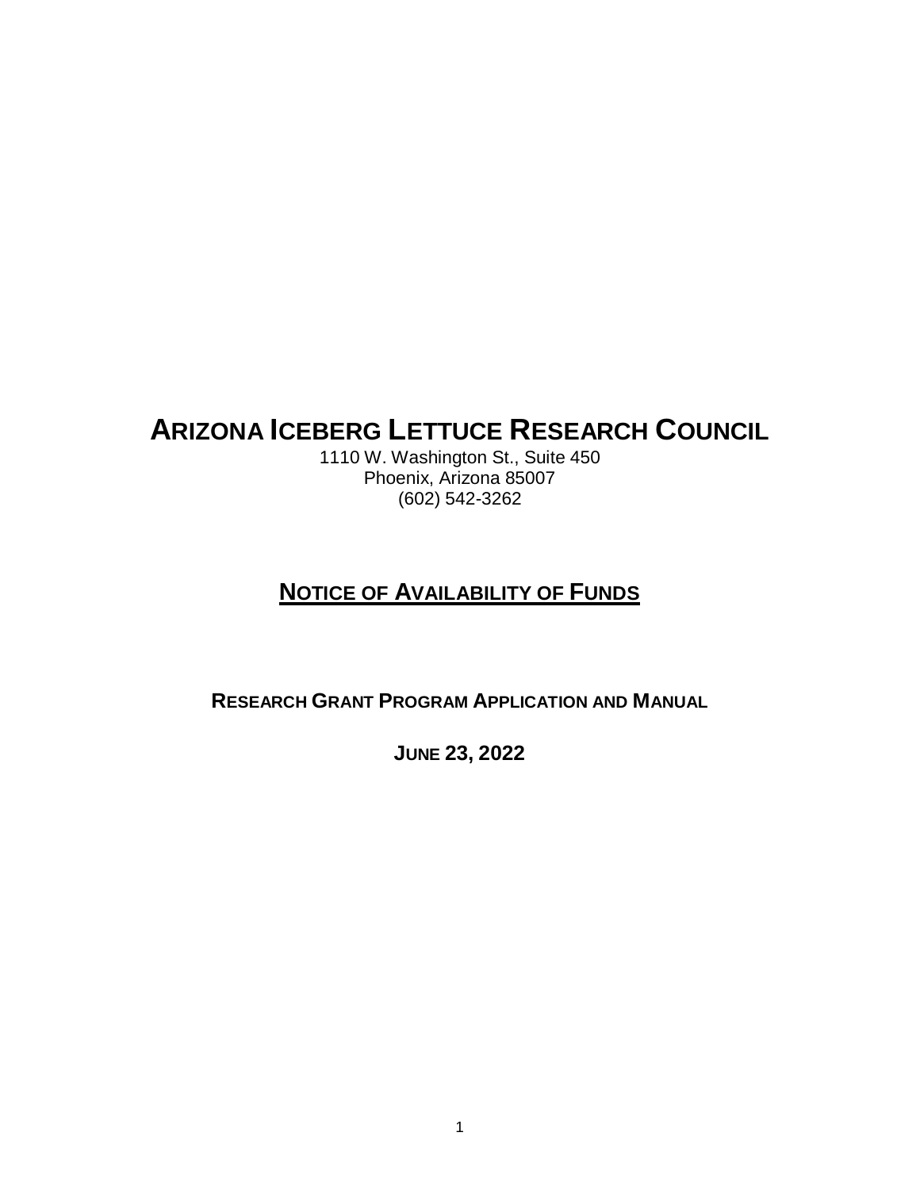# ARIZONA ICEBERG LETTUCE RESEARCH COUNCIL

1110 W. Washington St., Suite 450
Phoenix, Arizona 85007
(602) 542-3262

## NOTICE OF AVAILABILITY OF FUNDS

### RESEARCH GRANT PROGRAM APPLICATION AND MANUAL

### JUNE 23, 2022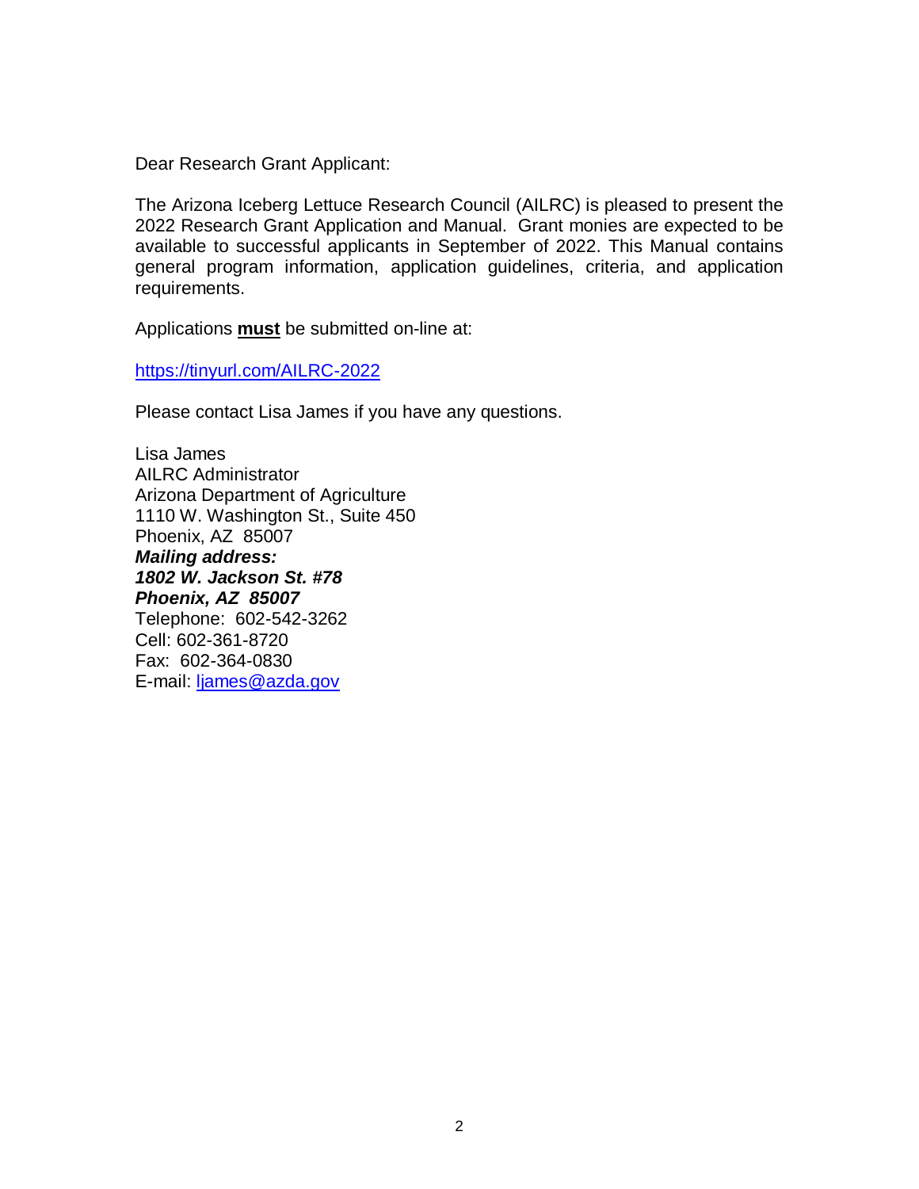Dear Research Grant Applicant:

The Arizona Iceberg Lettuce Research Council (AILRC) is pleased to present the 2022 Research Grant Application and Manual. Grant monies are expected to be available to successful applicants in September of 2022. This Manual contains general program information, application guidelines, criteria, and application requirements.

Applications **must** be submitted on-line at:

https://tinyurl.com/AILRC-2022

Please contact Lisa James if you have any questions.

Lisa James  
AILRC Administrator  
Arizona Department of Agriculture  
1110 W. Washington St., Suite 450  
Phoenix, AZ 85007  
***Mailing address:***  
***1802 W. Jackson St. #78***  
***Phoenix, AZ 85007***  
Telephone: 602-542-3262  
Cell: 602-361-8720  
Fax: 602-364-0830  
E-mail: ljames@azda.gov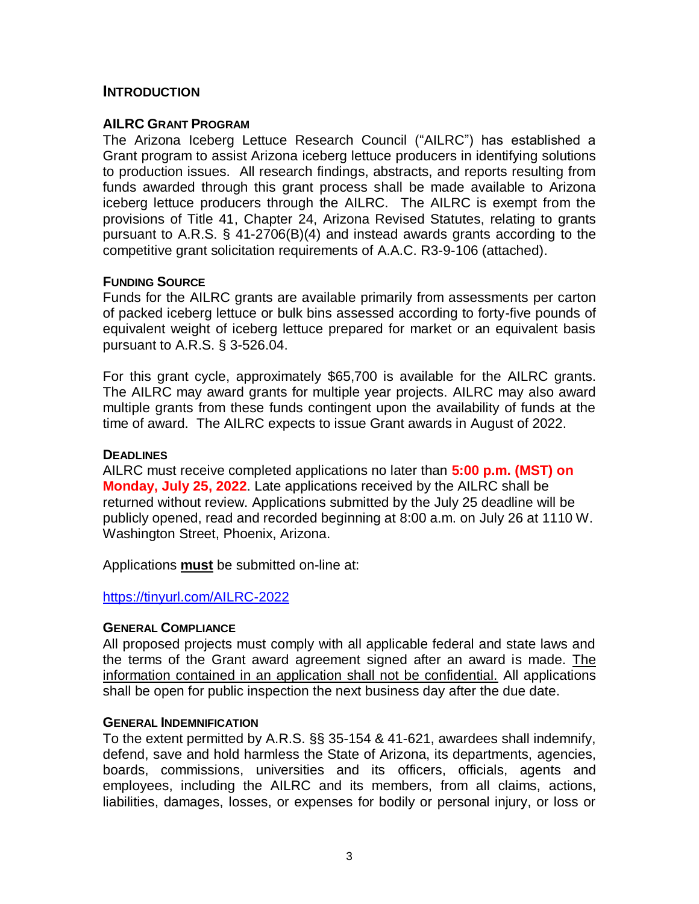## INTRODUCTION

### AILRC GRANT PROGRAM

The Arizona Iceberg Lettuce Research Council ("AILRC") has established a Grant program to assist Arizona iceberg lettuce producers in identifying solutions to production issues. All research findings, abstracts, and reports resulting from funds awarded through this grant process shall be made available to Arizona iceberg lettuce producers through the AILRC. The AILRC is exempt from the provisions of Title 41, Chapter 24, Arizona Revised Statutes, relating to grants pursuant to A.R.S. § 41-2706(B)(4) and instead awards grants according to the competitive grant solicitation requirements of A.A.C. R3-9-106 (attached).

### FUNDING SOURCE

Funds for the AILRC grants are available primarily from assessments per carton of packed iceberg lettuce or bulk bins assessed according to forty-five pounds of equivalent weight of iceberg lettuce prepared for market or an equivalent basis pursuant to A.R.S. § 3-526.04.

For this grant cycle, approximately $65,700 is available for the AILRC grants. The AILRC may award grants for multiple year projects. AILRC may also award multiple grants from these funds contingent upon the availability of funds at the time of award. The AILRC expects to issue Grant awards in August of 2022.

### DEADLINES

AILRC must receive completed applications no later than **5:00 p.m. (MST) on Monday, July 25, 2022**. Late applications received by the AILRC shall be returned without review. Applications submitted by the July 25 deadline will be publicly opened, read and recorded beginning at 8:00 a.m. on July 26 at 1110 W. Washington Street, Phoenix, Arizona.

Applications **must** be submitted on-line at:

https://tinyurl.com/AILRC-2022

### GENERAL COMPLIANCE

All proposed projects must comply with all applicable federal and state laws and the terms of the Grant award agreement signed after an award is made. The information contained in an application shall not be confidential. All applications shall be open for public inspection the next business day after the due date.

### GENERAL INDEMNIFICATION

To the extent permitted by A.R.S. §§ 35-154 & 41-621, awardees shall indemnify, defend, save and hold harmless the State of Arizona, its departments, agencies, boards, commissions, universities and its officers, officials, agents and employees, including the AILRC and its members, from all claims, actions, liabilities, damages, losses, or expenses for bodily or personal injury, or loss or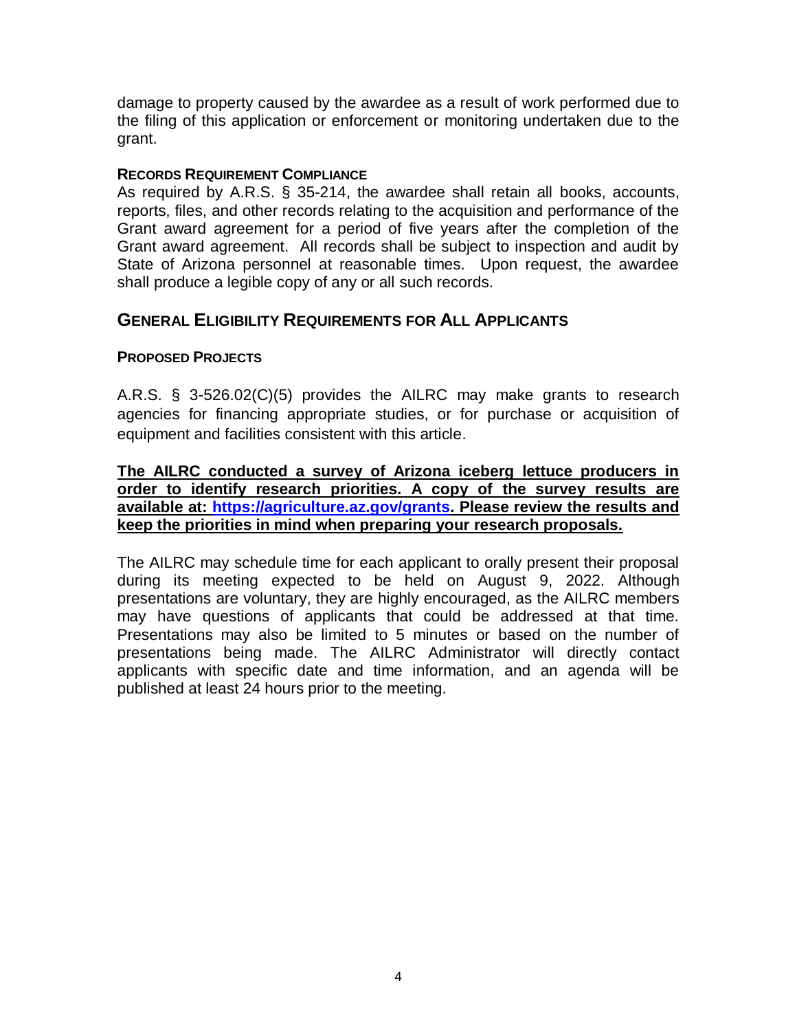damage to property caused by the awardee as a result of work performed due to the filing of this application or enforcement or monitoring undertaken due to the grant.

#### RECORDS REQUIREMENT COMPLIANCE

As required by A.R.S. § 35-214, the awardee shall retain all books, accounts, reports, files, and other records relating to the acquisition and performance of the Grant award agreement for a period of five years after the completion of the Grant award agreement. All records shall be subject to inspection and audit by State of Arizona personnel at reasonable times. Upon request, the awardee shall produce a legible copy of any or all such records.

## GENERAL ELIGIBILITY REQUIREMENTS FOR ALL APPLICANTS

#### PROPOSED PROJECTS

A.R.S. § 3-526.02(C)(5) provides the AILRC may make grants to research agencies for financing appropriate studies, or for purchase or acquisition of equipment and facilities consistent with this article.

**The AILRC conducted a survey of Arizona iceberg lettuce producers in order to identify research priorities. A copy of the survey results are available at: https://agriculture.az.gov/grants. Please review the results and keep the priorities in mind when preparing your research proposals.**

The AILRC may schedule time for each applicant to orally present their proposal during its meeting expected to be held on August 9, 2022. Although presentations are voluntary, they are highly encouraged, as the AILRC members may have questions of applicants that could be addressed at that time. Presentations may also be limited to 5 minutes or based on the number of presentations being made. The AILRC Administrator will directly contact applicants with specific date and time information, and an agenda will be published at least 24 hours prior to the meeting.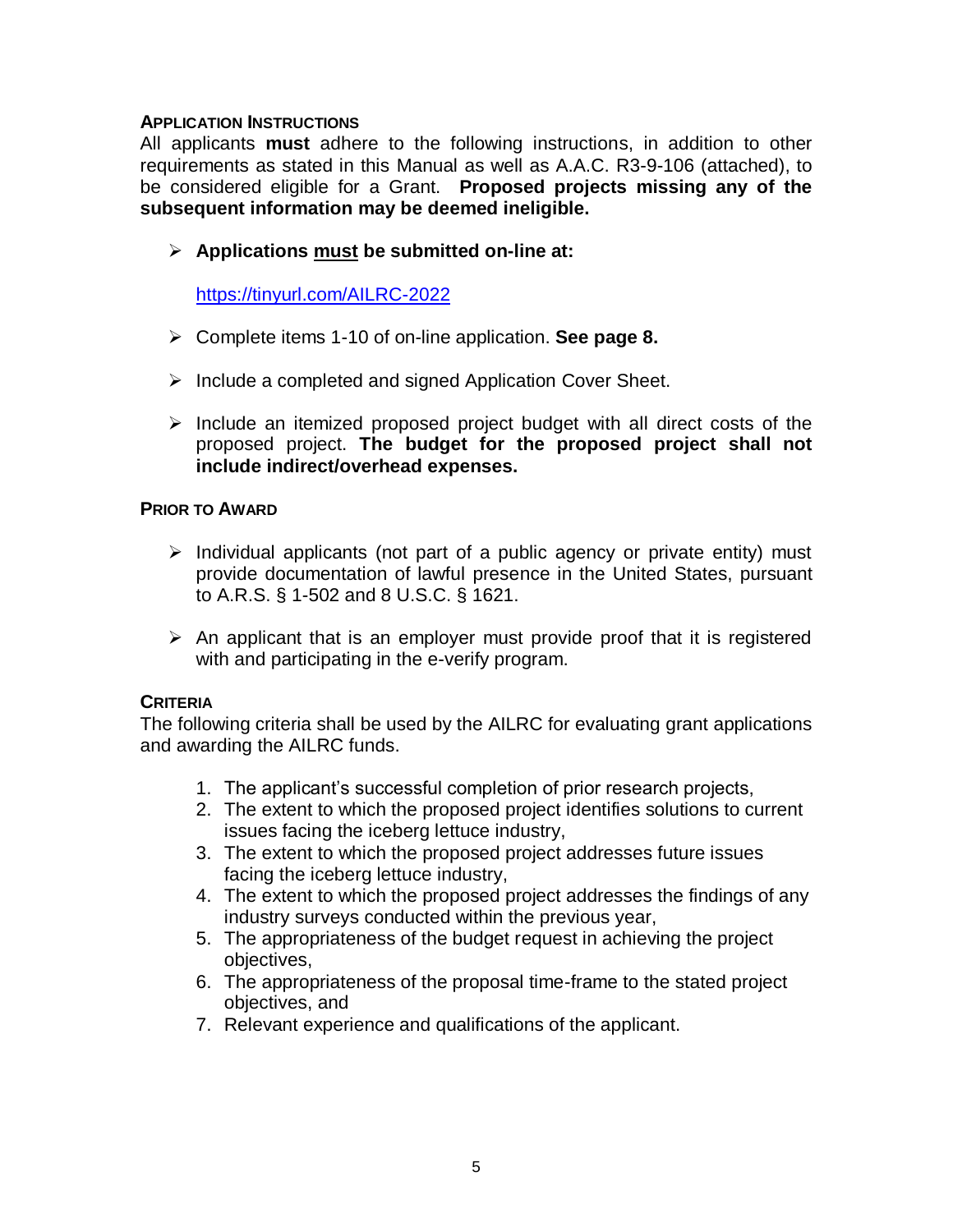### APPLICATION INSTRUCTIONS

All applicants **must** adhere to the following instructions, in addition to other requirements as stated in this Manual as well as A.A.C. R3-9-106 (attached), to be considered eligible for a Grant. **Proposed projects missing any of the subsequent information may be deemed ineligible.**

- **Applications must be submitted on-line at:**

  https://tinyurl.com/AILRC-2022

- Complete items 1-10 of on-line application. **See page 8.**
- Include a completed and signed Application Cover Sheet.
- Include an itemized proposed project budget with all direct costs of the proposed project. **The budget for the proposed project shall not include indirect/overhead expenses.**

### PRIOR TO AWARD

- Individual applicants (not part of a public agency or private entity) must provide documentation of lawful presence in the United States, pursuant to A.R.S. § 1-502 and 8 U.S.C. § 1621.
- An applicant that is an employer must provide proof that it is registered with and participating in the e-verify program.

### CRITERIA

The following criteria shall be used by the AILRC for evaluating grant applications and awarding the AILRC funds.

1. The applicant's successful completion of prior research projects,
2. The extent to which the proposed project identifies solutions to current issues facing the iceberg lettuce industry,
3. The extent to which the proposed project addresses future issues facing the iceberg lettuce industry,
4. The extent to which the proposed project addresses the findings of any industry surveys conducted within the previous year,
5. The appropriateness of the budget request in achieving the project objectives,
6. The appropriateness of the proposal time-frame to the stated project objectives, and
7. Relevant experience and qualifications of the applicant.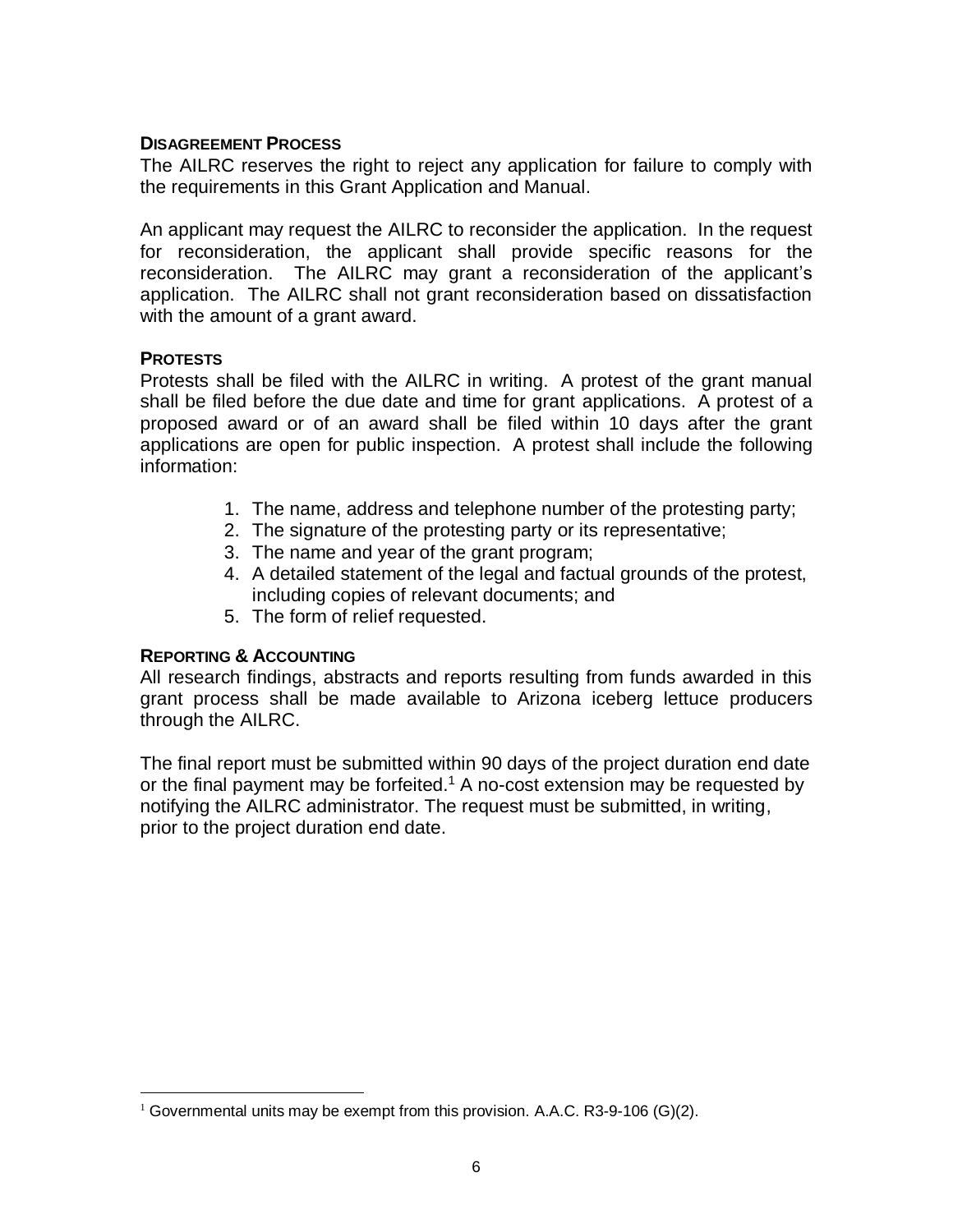## Disagreement Process

The AILRC reserves the right to reject any application for failure to comply with the requirements in this Grant Application and Manual.

An applicant may request the AILRC to reconsider the application. In the request for reconsideration, the applicant shall provide specific reasons for the reconsideration. The AILRC may grant a reconsideration of the applicant's application. The AILRC shall not grant reconsideration based on dissatisfaction with the amount of a grant award.

## Protests

Protests shall be filed with the AILRC in writing. A protest of the grant manual shall be filed before the due date and time for grant applications. A protest of a proposed award or of an award shall be filed within 10 days after the grant applications are open for public inspection. A protest shall include the following information:

1. The name, address and telephone number of the protesting party;
2. The signature of the protesting party or its representative;
3. The name and year of the grant program;
4. A detailed statement of the legal and factual grounds of the protest, including copies of relevant documents; and
5. The form of relief requested.

## Reporting & Accounting

All research findings, abstracts and reports resulting from funds awarded in this grant process shall be made available to Arizona iceberg lettuce producers through the AILRC.

The final report must be submitted within 90 days of the project duration end date or the final payment may be forfeited.[1] A no-cost extension may be requested by notifying the AILRC administrator. The request must be submitted, in writing, prior to the project duration end date.

[1] Governmental units may be exempt from this provision. A.A.C. R3-9-106 (G)(2).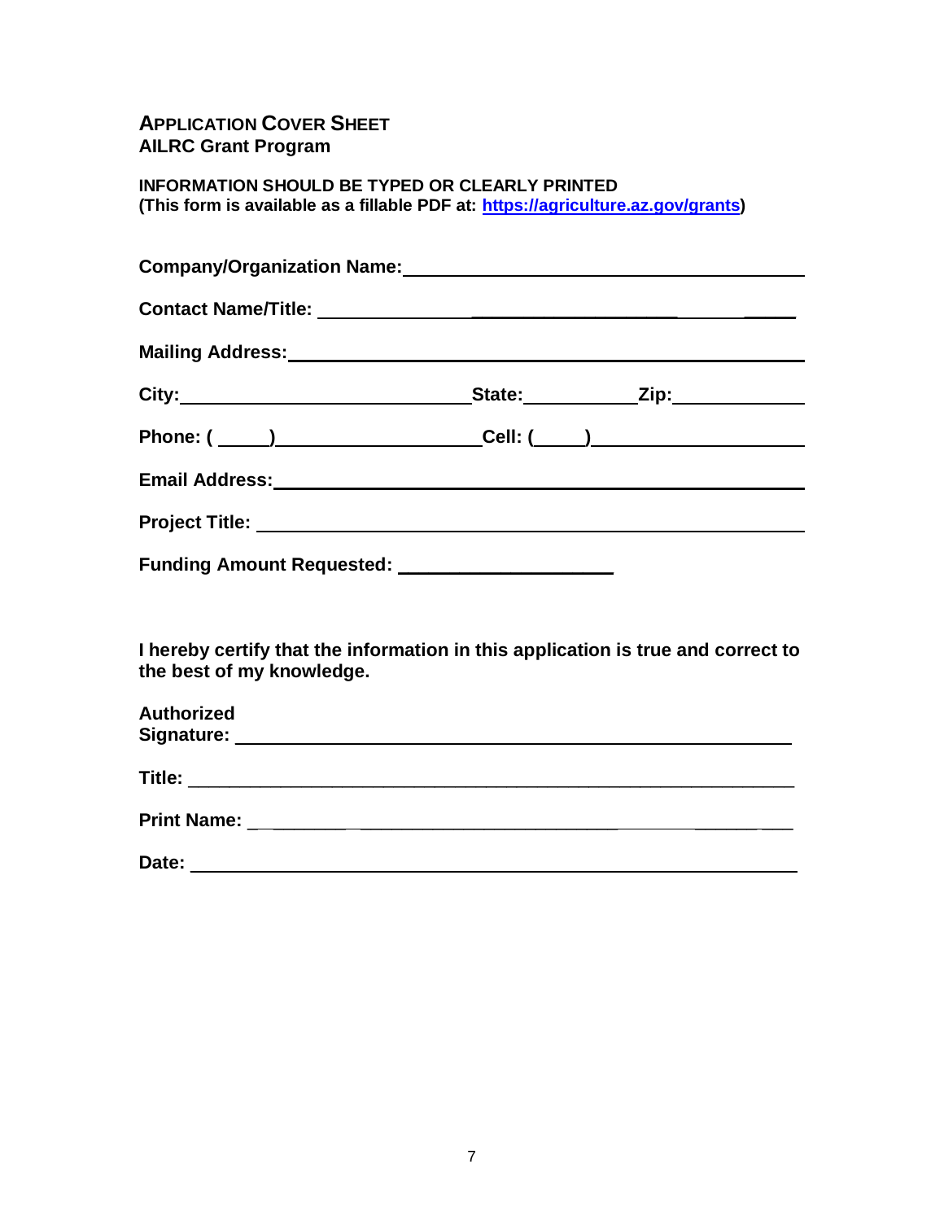**APPLICATION COVER SHEET**
**AILRC Grant Program**

**INFORMATION SHOULD BE TYPED OR CLEARLY PRINTED**
**(This form is available as a fillable PDF at: [https://agriculture.az.gov/grants](https://agriculture.az.gov/grants))**

**Company/Organization Name:** ______________________________________

**Contact Name/Title:** ______________________________________

**Mailing Address:** ______________________________________

**City:** ______________________ **State:** __________ **Zip:** __________

**Phone: (** _____ **)** ____________________ **Cell: (** _____ **)** ____________________

**Email Address:** ______________________________________

**Project Title:** ______________________________________

**Funding Amount Requested:** ____________________

**I hereby certify that the information in this application is true and correct to the best of my knowledge.**

**Authorized Signature:** ______________________________________

**Title:** ______________________________________

**Print Name:** ______________________________________

**Date:** ______________________________________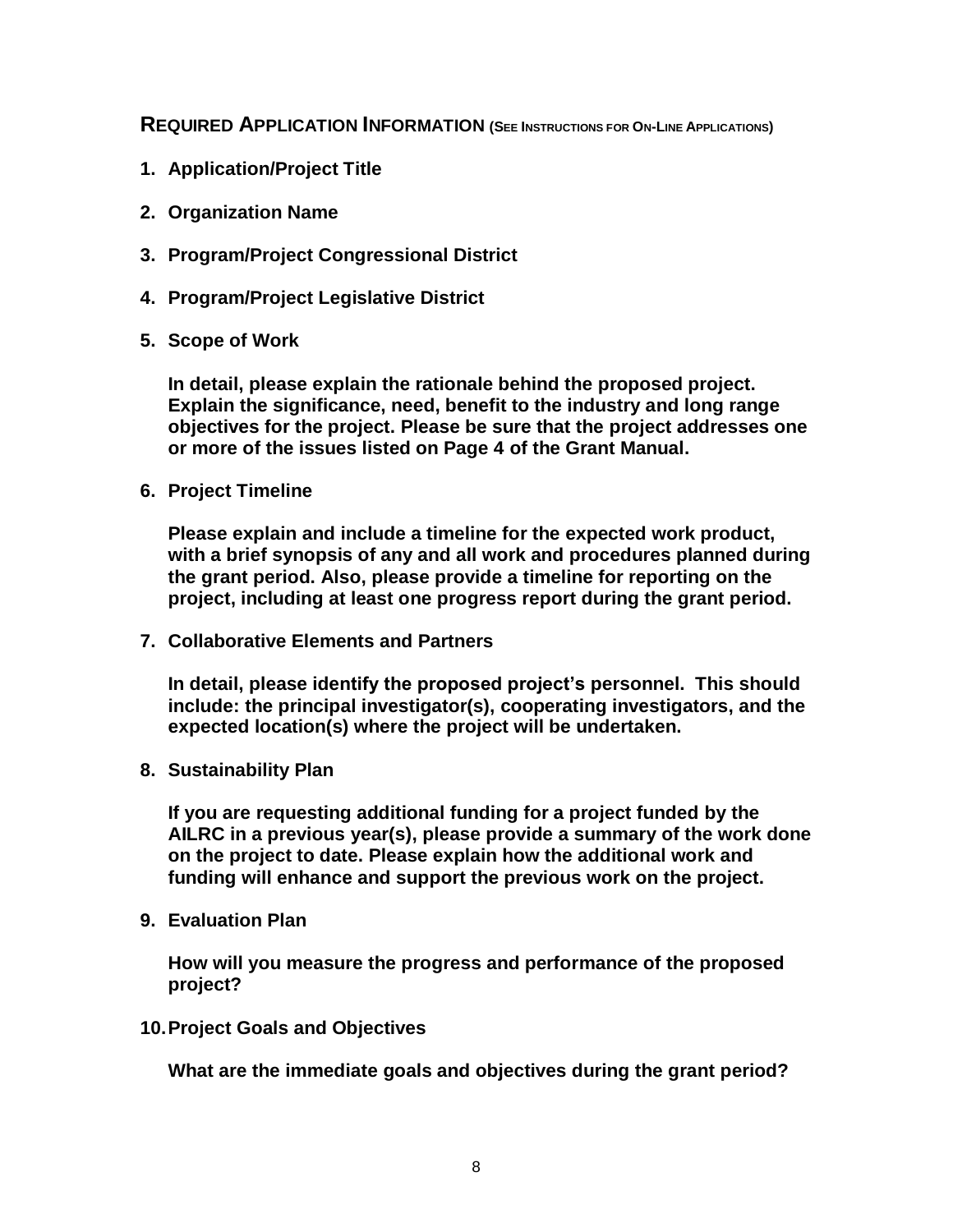## REQUIRED APPLICATION INFORMATION (SEE INSTRUCTIONS FOR ON-LINE APPLICATIONS)

1. **Application/Project Title**

2. **Organization Name**

3. **Program/Project Congressional District**

4. **Program/Project Legislative District**

5. **Scope of Work**

   **In detail, please explain the rationale behind the proposed project. Explain the significance, need, benefit to the industry and long range objectives for the project. Please be sure that the project addresses one or more of the issues listed on Page 4 of the Grant Manual.**

6. **Project Timeline**

   **Please explain and include a timeline for the expected work product, with a brief synopsis of any and all work and procedures planned during the grant period. Also, please provide a timeline for reporting on the project, including at least one progress report during the grant period.**

7. **Collaborative Elements and Partners**

   **In detail, please identify the proposed project's personnel. This should include: the principal investigator(s), cooperating investigators, and the expected location(s) where the project will be undertaken.**

8. **Sustainability Plan**

   **If you are requesting additional funding for a project funded by the AILRC in a previous year(s), please provide a summary of the work done on the project to date. Please explain how the additional work and funding will enhance and support the previous work on the project.**

9. **Evaluation Plan**

   **How will you measure the progress and performance of the proposed project?**

10. **Project Goals and Objectives**

    **What are the immediate goals and objectives during the grant period?**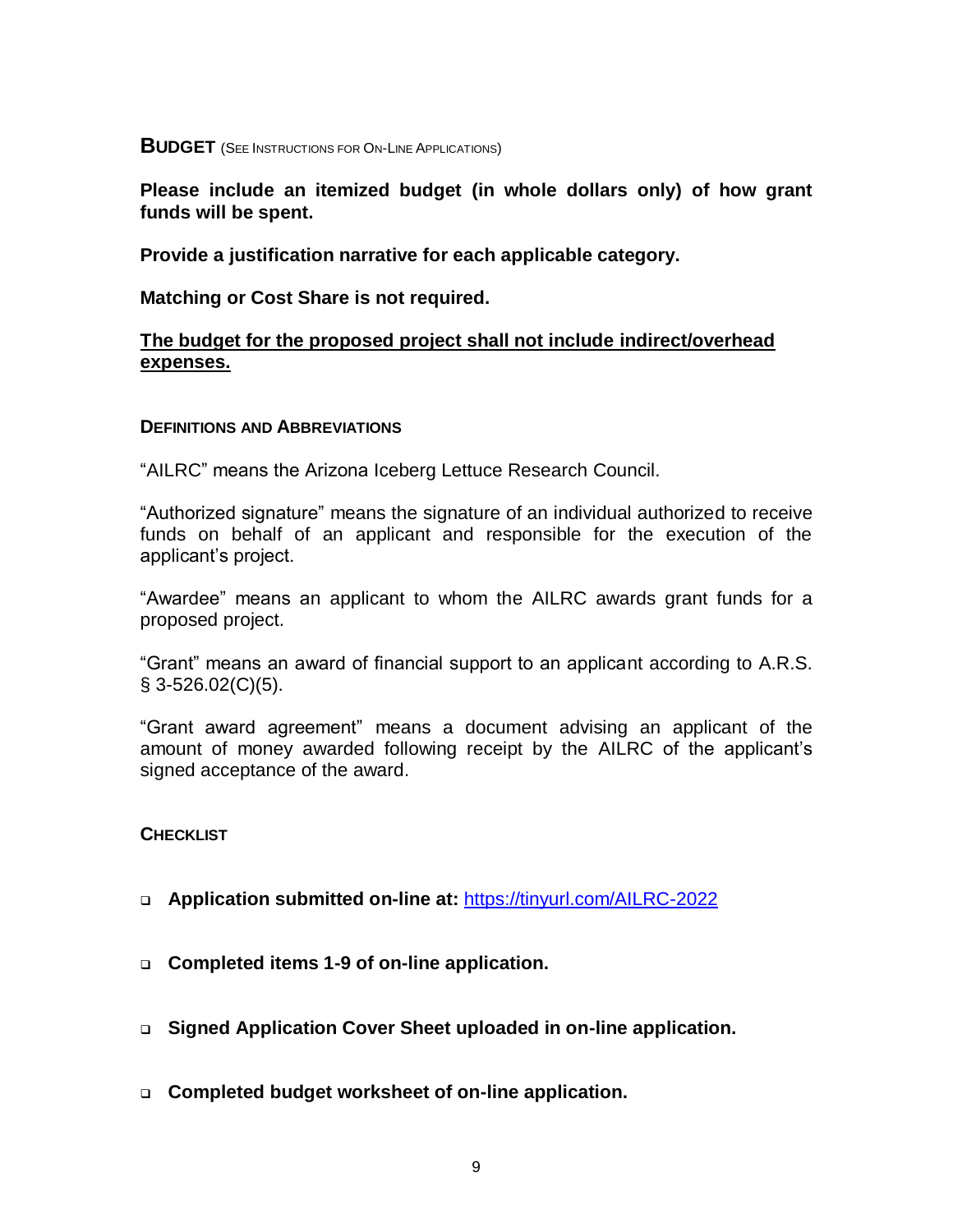## BUDGET (SEE INSTRUCTIONS FOR ON-LINE APPLICATIONS)

**Please include an itemized budget (in whole dollars only) of how grant funds will be spent.**

**Provide a justification narrative for each applicable category.**

**Matching or Cost Share is not required.**

**<u>The budget for the proposed project shall not include indirect/overhead expenses.</u>**

### DEFINITIONS AND ABBREVIATIONS

"AILRC" means the Arizona Iceberg Lettuce Research Council.

"Authorized signature" means the signature of an individual authorized to receive funds on behalf of an applicant and responsible for the execution of the applicant's project.

"Awardee" means an applicant to whom the AILRC awards grant funds for a proposed project.

"Grant" means an award of financial support to an applicant according to A.R.S. § 3-526.02(C)(5).

"Grant award agreement" means a document advising an applicant of the amount of money awarded following receipt by the AILRC of the applicant's signed acceptance of the award.

### CHECKLIST

- ❑ **Application submitted on-line at:** https://tinyurl.com/AILRC-2022
- ❑ **Completed items 1-9 of on-line application.**
- ❑ **Signed Application Cover Sheet uploaded in on-line application.**
- ❑ **Completed budget worksheet of on-line application.**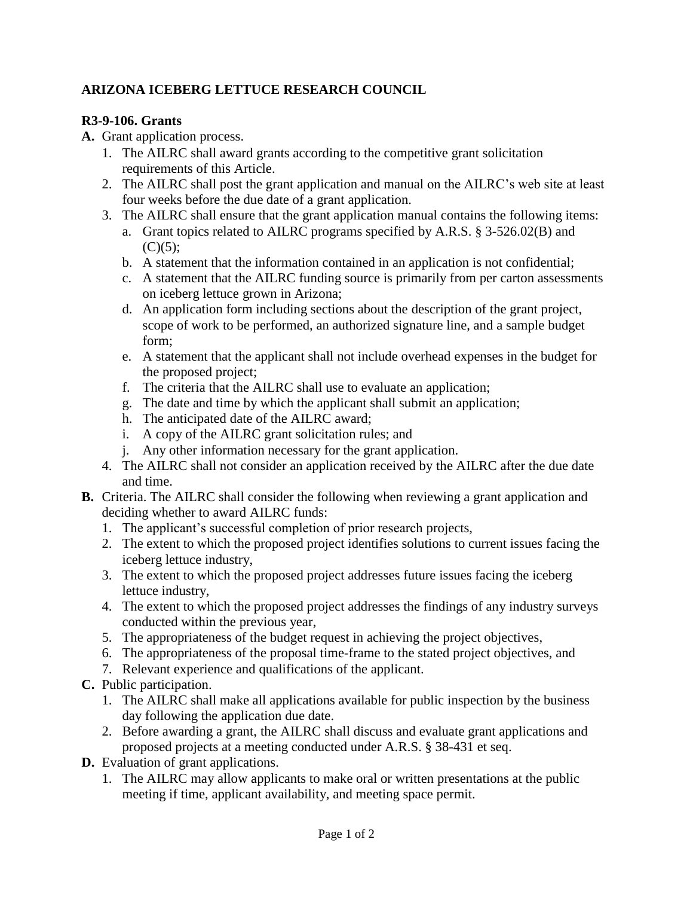**ARIZONA ICEBERG LETTUCE RESEARCH COUNCIL**

**R3-9-106. Grants**

**A.** Grant application process.

1. The AILRC shall award grants according to the competitive grant solicitation requirements of this Article.
2. The AILRC shall post the grant application and manual on the AILRC's web site at least four weeks before the due date of a grant application.
3. The AILRC shall ensure that the grant application manual contains the following items:
   a. Grant topics related to AILRC programs specified by A.R.S. § 3-526.02(B) and (C)(5);
   b. A statement that the information contained in an application is not confidential;
   c. A statement that the AILRC funding source is primarily from per carton assessments on iceberg lettuce grown in Arizona;
   d. An application form including sections about the description of the grant project, scope of work to be performed, an authorized signature line, and a sample budget form;
   e. A statement that the applicant shall not include overhead expenses in the budget for the proposed project;
   f. The criteria that the AILRC shall use to evaluate an application;
   g. The date and time by which the applicant shall submit an application;
   h. The anticipated date of the AILRC award;
   i. A copy of the AILRC grant solicitation rules; and
   j. Any other information necessary for the grant application.
4. The AILRC shall not consider an application received by the AILRC after the due date and time.

**B.** Criteria. The AILRC shall consider the following when reviewing a grant application and deciding whether to award AILRC funds:

1. The applicant's successful completion of prior research projects,
2. The extent to which the proposed project identifies solutions to current issues facing the iceberg lettuce industry,
3. The extent to which the proposed project addresses future issues facing the iceberg lettuce industry,
4. The extent to which the proposed project addresses the findings of any industry surveys conducted within the previous year,
5. The appropriateness of the budget request in achieving the project objectives,
6. The appropriateness of the proposal time-frame to the stated project objectives, and
7. Relevant experience and qualifications of the applicant.

**C.** Public participation.

1. The AILRC shall make all applications available for public inspection by the business day following the application due date.
2. Before awarding a grant, the AILRC shall discuss and evaluate grant applications and proposed projects at a meeting conducted under A.R.S. § 38-431 et seq.

**D.** Evaluation of grant applications.

1. The AILRC may allow applicants to make oral or written presentations at the public meeting if time, applicant availability, and meeting space permit.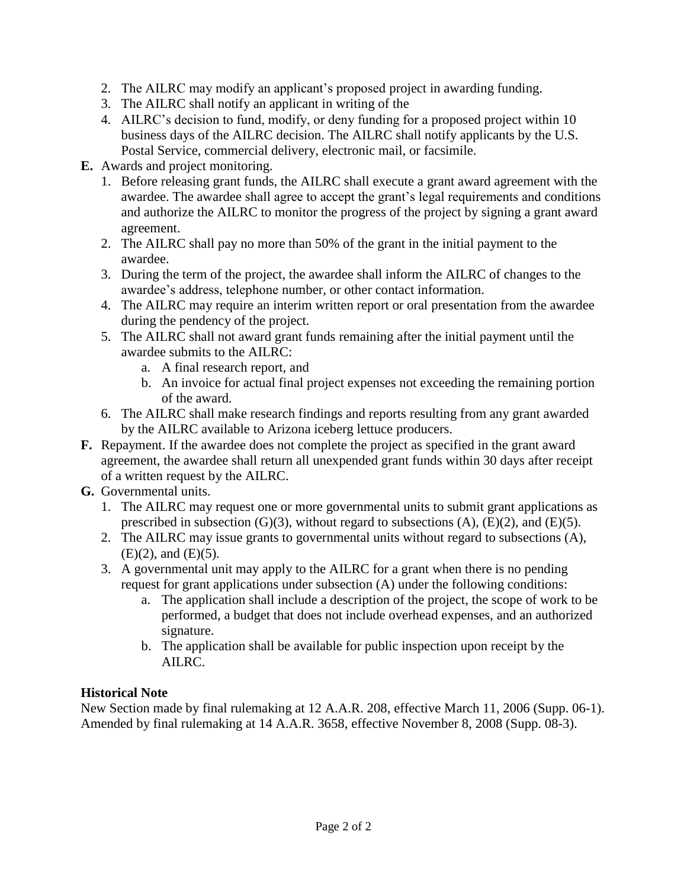2. The AILRC may modify an applicant's proposed project in awarding funding.
3. The AILRC shall notify an applicant in writing of the
4. AILRC's decision to fund, modify, or deny funding for a proposed project within 10 business days of the AILRC decision. The AILRC shall notify applicants by the U.S. Postal Service, commercial delivery, electronic mail, or facsimile.

**E.** Awards and project monitoring.

1. Before releasing grant funds, the AILRC shall execute a grant award agreement with the awardee. The awardee shall agree to accept the grant's legal requirements and conditions and authorize the AILRC to monitor the progress of the project by signing a grant award agreement.
2. The AILRC shall pay no more than 50% of the grant in the initial payment to the awardee.
3. During the term of the project, the awardee shall inform the AILRC of changes to the awardee's address, telephone number, or other contact information.
4. The AILRC may require an interim written report or oral presentation from the awardee during the pendency of the project.
5. The AILRC shall not award grant funds remaining after the initial payment until the awardee submits to the AILRC:
   a. A final research report, and
   b. An invoice for actual final project expenses not exceeding the remaining portion of the award.
6. The AILRC shall make research findings and reports resulting from any grant awarded by the AILRC available to Arizona iceberg lettuce producers.

**F.** Repayment. If the awardee does not complete the project as specified in the grant award agreement, the awardee shall return all unexpended grant funds within 30 days after receipt of a written request by the AILRC.

**G.** Governmental units.

1. The AILRC may request one or more governmental units to submit grant applications as prescribed in subsection (G)(3), without regard to subsections (A), (E)(2), and (E)(5).
2. The AILRC may issue grants to governmental units without regard to subsections (A), (E)(2), and (E)(5).
3. A governmental unit may apply to the AILRC for a grant when there is no pending request for grant applications under subsection (A) under the following conditions:
   a. The application shall include a description of the project, the scope of work to be performed, a budget that does not include overhead expenses, and an authorized signature.
   b. The application shall be available for public inspection upon receipt by the AILRC.

**Historical Note**

New Section made by final rulemaking at 12 A.A.R. 208, effective March 11, 2006 (Supp. 06-1). Amended by final rulemaking at 14 A.A.R. 3658, effective November 8, 2008 (Supp. 08-3).